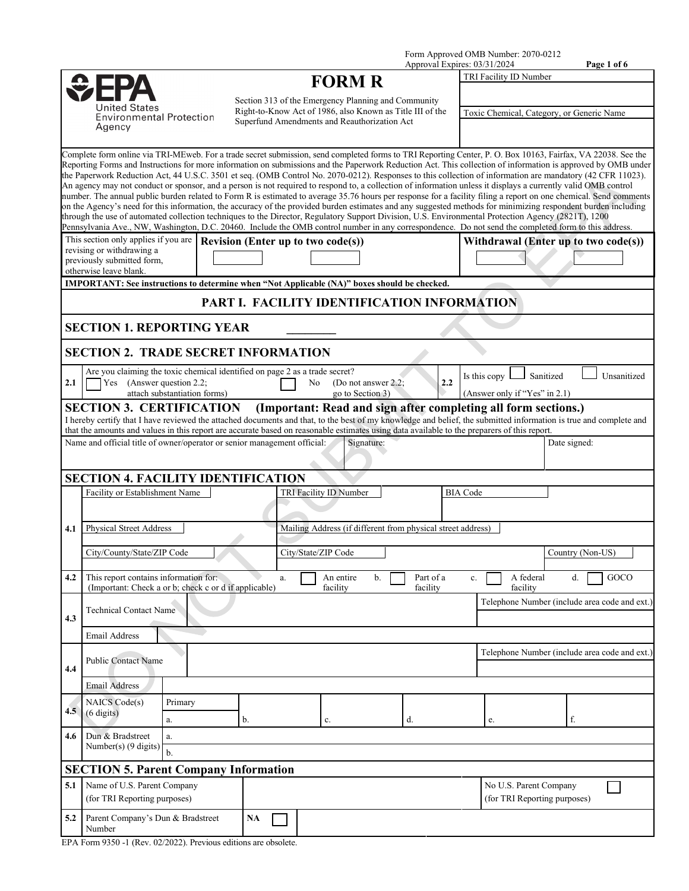Form Approved OMB Number: 2070-0212
Approval Expires: 03/31/2024

EPA United States Environmental Protection Agency

# FORM R

Section 313 of the Emergency Planning and Community Right-to-Know Act of 1986, also Known as Title III of the Superfund Amendments and Reauthorization Act

| TRI Facility ID Number |
|---|
| |
| Toxic Chemical, Category, or Generic Name |
| |

Complete form online via TRI-MEweb. For a trade secret submission, send completed forms to TRI Reporting Center, P. O. Box 10163, Fairfax, VA 22038. See the Reporting Forms and Instructions for more information on submissions and the Paperwork Reduction Act. This collection of information is approved by OMB under the Paperwork Reduction Act, 44 U.S.C. 3501 et seq. (OMB Control No. 2070-0212). Responses to this collection of information are mandatory (42 CFR 11023). An agency may not conduct or sponsor, and a person is not required to respond to, a collection of information unless it displays a currently valid OMB control number. The annual public burden related to Form R is estimated to average 35.76 hours per response for a facility filing a report on one chemical. Send comments on the Agency's need for this information, the accuracy of the provided burden estimates and any suggested methods for minimizing respondent burden including through the use of automated collection techniques to the Director, Regulatory Support Division, U.S. Environmental Protection Agency (2821T), 1200 Pennsylvania Ave., NW, Washington, D.C. 20460. Include the OMB control number in any correspondence. Do not send the completed form to this address.

| This section only applies if you are revising or withdrawing a previously submitted form, otherwise leave blank. | **Revision (Enter up to two code(s))** ☐ ☐ | **Withdrawal (Enter up to two code(s))** ☐ ☐ |
|---|---|---|

**IMPORTANT: See instructions to determine when "Not Applicable (NA)" boxes should be checked.**

## PART I. FACILITY IDENTIFICATION INFORMATION

### SECTION 1. REPORTING YEAR ________

### SECTION 2. TRADE SECRET INFORMATION

| | | | |
|---|---|---|---|
| 2.1 | Are you claiming the toxic chemical identified on page 2 as a trade secret? ☐ Yes (Answer question 2.2; attach substantiation forms) ☐ No (Do not answer 2.2; go to Section 3) | 2.2 | Is this copy ☐ Sanitized ☐ Unsanitized (Answer only if "Yes" in 2.1) |

### SECTION 3. CERTIFICATION (Important: Read and sign after completing all form sections.)

I hereby certify that I have reviewed the attached documents and that, to the best of my knowledge and belief, the submitted information is true and complete and that the amounts and values in this report are accurate based on reasonable estimates using data available to the preparers of this report.

| Name and official title of owner/operator or senior management official: | Signature: | Date signed: |
|---|---|---|
| | | |

### SECTION 4. FACILITY IDENTIFICATION

| | | | | |
|---|---|---|---|---|
| 4.1 | Facility or Establishment Name | TRI Facility ID Number | BIA Code | |
| | Physical Street Address | Mailing Address (if different from physical street address) | | |
| | City/County/State/ZIP Code | City/State/ZIP Code | | Country (Non-US) |
| 4.2 | This report contains information for: (Important: Check a or b; check c or d if applicable) | a. ☐ An entire facility &nbsp; b. ☐ Part of a facility | c. ☐ A federal facility | d. ☐ GOCO |
| 4.3 | Technical Contact Name | | | Telephone Number (include area code and ext.) |
| | Email Address | | | |
| 4.4 | Public Contact Name | | | Telephone Number (include area code and ext.) |
| | Email Address | | | |

| | | | | | | | |
|---|---|---|---|---|---|---|---|
| 4.5 | NAICS Code(s) (6 digits) | Primary a. | b. | c. | d. | e. | f. |
| 4.6 | Dun & Bradstreet Number(s) (9 digits) | a. | | | | | |
| | | b. | | | | | |

### SECTION 5. Parent Company Information

| | | | |
|---|---|---|---|
| 5.1 | Name of U.S. Parent Company (for TRI Reporting purposes) | | No U.S. Parent Company (for TRI Reporting purposes) ☐ |
| 5.2 | Parent Company's Dun & Bradstreet Number | NA ☐ | |

EPA Form 9350 -1 (Rev. 02/2022). Previous editions are obsolete.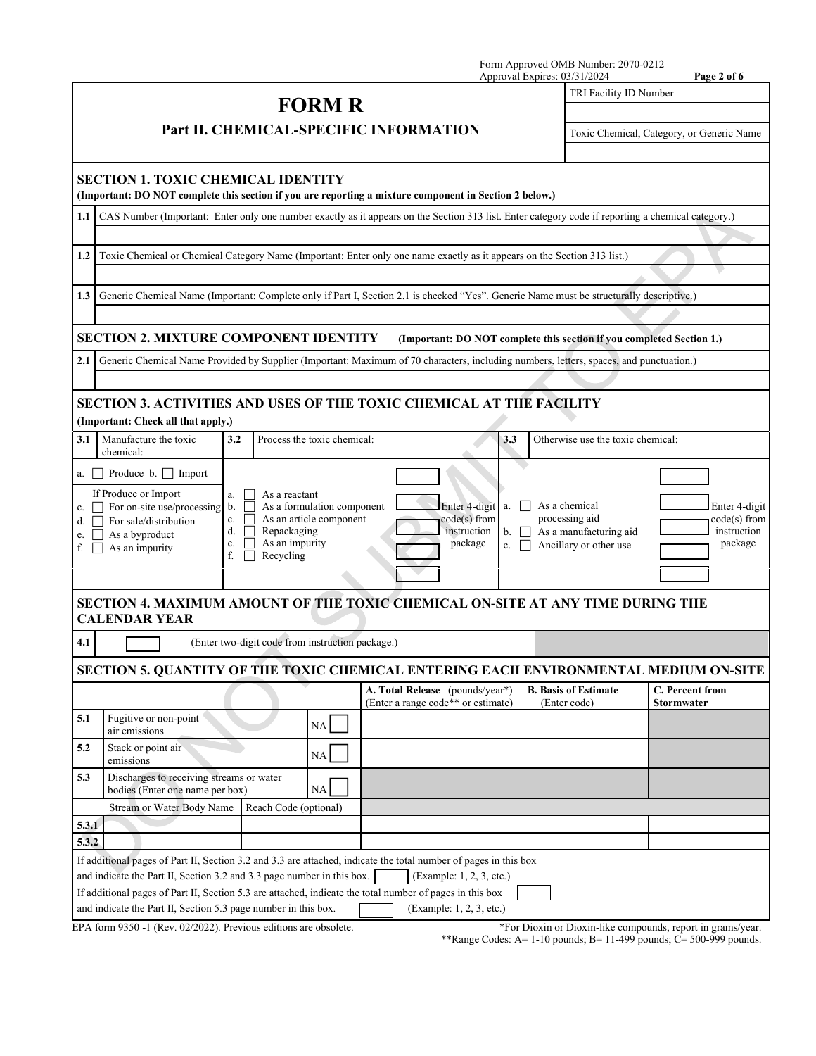Form Approved OMB Number: 2070-0212
Approval Expires: 03/31/2024

# FORM R

## Part II. CHEMICAL-SPECIFIC INFORMATION

| TRI Facility ID Number |
|---|
| |

| Toxic Chemical, Category, or Generic Name |
|---|
| |

### SECTION 1. TOXIC CHEMICAL IDENTITY

**(Important: DO NOT complete this section if you are reporting a mixture component in Section 2 below.)**

| | |
|---|---|
| 1.1 | CAS Number (Important: Enter only one number exactly as it appears on the Section 313 list. Enter category code if reporting a chemical category.) |
| | |
| 1.2 | Toxic Chemical or Chemical Category Name (Important: Enter only one name exactly as it appears on the Section 313 list.) |
| | |
| 1.3 | Generic Chemical Name (Important: Complete only if Part I, Section 2.1 is checked "Yes". Generic Name must be structurally descriptive.) |
| | |

### SECTION 2. MIXTURE COMPONENT IDENTITY **(Important: DO NOT complete this section if you completed Section 1.)**

| | |
|---|---|
| 2.1 | Generic Chemical Name Provided by Supplier (Important: Maximum of 70 characters, including numbers, letters, spaces, and punctuation.) |
| | |

### SECTION 3. ACTIVITIES AND USES OF THE TOXIC CHEMICAL AT THE FACILITY

**(Important: Check all that apply.)**

| 3.1 Manufacture the toxic chemical: | 3.2 Process the toxic chemical: | 3.3 Otherwise use the toxic chemical: |
|---|---|---|
| a. ☐ Produce b. ☐ Import<br>If Produce or Import<br>c. ☐ For on-site use/processing<br>d. ☐ For sale/distribution<br>e. ☐ As a byproduct<br>f. ☐ As an impurity | a. ☐ As a reactant<br>b. ☐ As a formulation component<br>c. ☐ As an article component<br>d. ☐ Repackaging<br>e. ☐ As an impurity<br>f. ☐ Recycling<br><br>Enter 4-digit code(s) from instruction package | a. ☐ As a chemical processing aid<br>b. ☐ As a manufacturing aid<br>c. ☐ Ancillary or other use<br><br>Enter 4-digit code(s) from instruction package |

### SECTION 4. MAXIMUM AMOUNT OF THE TOXIC CHEMICAL ON-SITE AT ANY TIME DURING THE CALENDAR YEAR

| | |
|---|---|
| 4.1 | ☐ (Enter two-digit code from instruction package.) |

### SECTION 5. QUANTITY OF THE TOXIC CHEMICAL ENTERING EACH ENVIRONMENTAL MEDIUM ON-SITE

| | | | A. Total Release (pounds/year*) (Enter a range code** or estimate) | B. Basis of Estimate (Enter code) | C. Percent from Stormwater |
|---|---|---|---|---|---|
| 5.1 | Fugitive or non-point air emissions | NA ☐ | | | |
| 5.2 | Stack or point air emissions | NA ☐ | | | |
| 5.3 | Discharges to receiving streams or water bodies (Enter one name per box) | NA ☐ | | | |
| | Stream or Water Body Name | Reach Code (optional) | | | |
| 5.3.1 | | | | | |
| 5.3.2 | | | | | |

If additional pages of Part II, Section 3.2 and 3.3 are attached, indicate the total number of pages in this box ☐ and indicate the Part II, Section 3.2 and 3.3 page number in this box. ☐ (Example: 1, 2, 3, etc.)

If additional pages of Part II, Section 5.3 are attached, indicate the total number of pages in this box ☐ and indicate the Part II, Section 5.3 page number in this box. ☐ (Example: 1, 2, 3, etc.)

EPA form 9350 -1 (Rev. 02/2022). Previous editions are obsolete.

*For Dioxin or Dioxin-like compounds, report in grams/year.
**Range Codes: A= 1-10 pounds; B= 11-499 pounds; C= 500-999 pounds.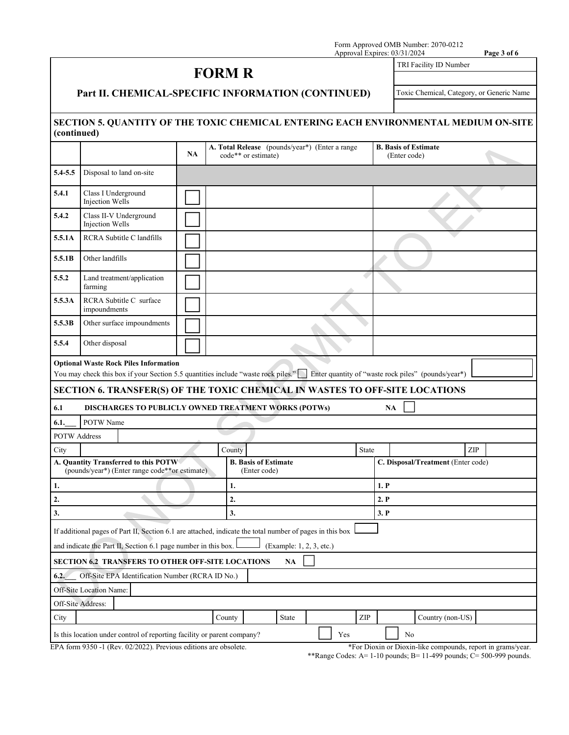Form Approved OMB Number: 2070-0212
Approval Expires: 03/31/2024

# FORM R

## Part II. CHEMICAL-SPECIFIC INFORMATION (CONTINUED)

| TRI Facility ID Number |
|---|
| |
| Toxic Chemical, Category, or Generic Name |
| |

### SECTION 5. QUANTITY OF THE TOXIC CHEMICAL ENTERING EACH ENVIRONMENTAL MEDIUM ON-SITE (continued)

| | | NA | A. Total Release (pounds/year*) (Enter a range code** or estimate) | B. Basis of Estimate (Enter code) |
|---|---|---|---|---|
| 5.4-5.5 | Disposal to land on-site | | | |
| 5.4.1 | Class I Underground Injection Wells | ☐ | | |
| 5.4.2 | Class II-V Underground Injection Wells | ☐ | | |
| 5.5.1A | RCRA Subtitle C landfills | ☐ | | |
| 5.5.1B | Other landfills | ☐ | | |
| 5.5.2 | Land treatment/application farming | ☐ | | |
| 5.5.3A | RCRA Subtitle C surface impoundments | ☐ | | |
| 5.5.3B | Other surface impoundments | ☐ | | |
| 5.5.4 | Other disposal | ☐ | | |

**Optional Waste Rock Piles Information**
You may check this box if your Section 5.5 quantities include "waste rock piles." ☐ Enter quantity of "waste rock piles" (pounds/year*) ______

### SECTION 6. TRANSFER(S) OF THE TOXIC CHEMICAL IN WASTES TO OFF-SITE LOCATIONS

**6.1 DISCHARGES TO PUBLICLY OWNED TREATMENT WORKS (POTWs)** NA ☐

6.1.___ POTW Name

POTW Address

City ______ County ______ State ______ ZIP ______

| A. Quantity Transferred to this POTW (pounds/year*) (Enter range code** or estimate) | B. Basis of Estimate (Enter code) | C. Disposal/Treatment (Enter code) |
|---|---|---|
| 1. | 1. | 1. P |
| 2. | 2. | 2. P |
| 3. | 3. | 3. P |

If additional pages of Part II, Section 6.1 are attached, indicate the total number of pages in this box ☐

and indicate the Part II, Section 6.1 page number in this box. ☐ (Example: 1, 2, 3, etc.)

**SECTION 6.2 TRANSFERS TO OTHER OFF-SITE LOCATIONS** NA ☐

6.2.___ Off-Site EPA Identification Number (RCRA ID No.)

Off-Site Location Name:

Off-Site Address:

City ______ County ______ State ______ ZIP ______ Country (non-US) ______

Is this location under control of reporting facility or parent company? ☐ Yes ☐ No

EPA form 9350 -1 (Rev. 02/2022). Previous editions are obsolete.

*For Dioxin or Dioxin-like compounds, report in grams/year.
**Range Codes: A= 1-10 pounds; B= 11-499 pounds; C= 500-999 pounds.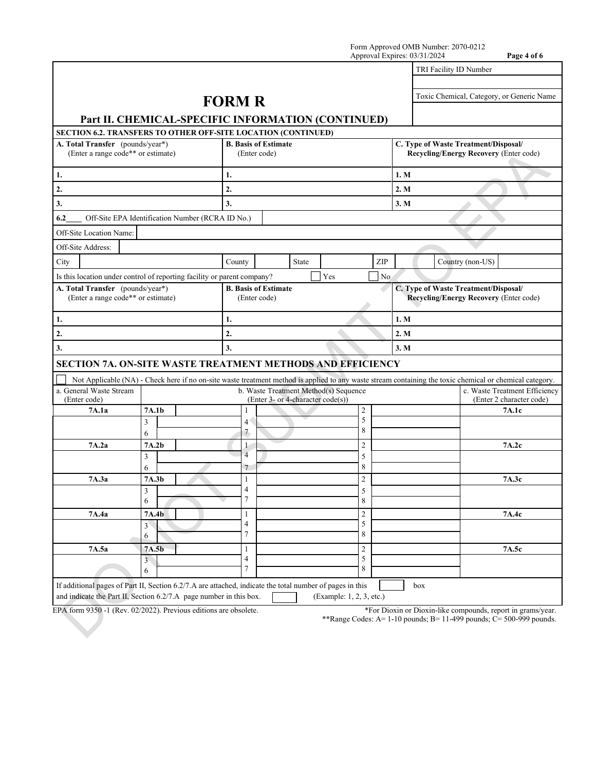Form Approved OMB Number: 2070-0212
Approval Expires: 03/31/2024

| | TRI Facility ID Number |
|---|---|
| | |
| **FORM R** | Toxic Chemical, Category, or Generic Name |
| **Part II. CHEMICAL-SPECIFIC INFORMATION (CONTINUED)** | |

**SECTION 6.2. TRANSFERS TO OTHER OFF-SITE LOCATION (CONTINUED)**

| A. Total Transfer (pounds/year*) (Enter a range code** or estimate) | B. Basis of Estimate (Enter code) | C. Type of Waste Treatment/Disposal/ Recycling/Energy Recovery (Enter code) |
|---|---|---|
| 1. | 1. | 1. M |
| 2. | 2. | 2. M |
| 3. | 3. | 3. M |

6.2____ Off-Site EPA Identification Number (RCRA ID No.)

Off-Site Location Name:

Off-Site Address:

| City | | County | | State | | ZIP | | Country (non-US) | |
|---|---|---|---|---|---|---|---|---|---|

Is this location under control of reporting facility or parent company? ☐ Yes ☐ No

| A. Total Transfer (pounds/year*) (Enter a range code** or estimate) | B. Basis of Estimate (Enter code) | C. Type of Waste Treatment/Disposal/ Recycling/Energy Recovery (Enter code) |
|---|---|---|
| 1. | 1. | 1. M |
| 2. | 2. | 2. M |
| 3. | 3. | 3. M |

## SECTION 7A. ON-SITE WASTE TREATMENT METHODS AND EFFICIENCY

☐ Not Applicable (NA) - Check here if no on-site waste treatment method is applied to any waste stream containing the toxic chemical or chemical category.

| a. General Waste Stream (Enter code) | b. Waste Treatment Method(s) Sequence (Enter 3- or 4-character code(s)) | | | c. Waste Treatment Efficiency (Enter 2 character code) |
|---|---|---|---|---|
| 7A.1a | 7A.1b | 1 | 2 | 7A.1c |
| | 3 | 4 | 5 | |
| | 6 | 7 | 8 | |
| 7A.2a | 7A.2b | 1 | 2 | 7A.2c |
| | 3 | 4 | 5 | |
| | 6 | 7 | 8 | |
| 7A.3a | 7A.3b | 1 | 2 | 7A.3c |
| | 3 | 4 | 5 | |
| | 6 | 7 | 8 | |
| 7A.4a | 7A.4b | 1 | 2 | 7A.4c |
| | 3 | 4 | 5 | |
| | 6 | 7 | 8 | |
| 7A.5a | 7A.5b | 1 | 2 | 7A.5c |
| | 3 | 4 | 5 | |
| | 6 | 7 | 8 | |

If additional pages of Part II, Section 6.2/7.A are attached, indicate the total number of pages in this ☐ box and indicate the Part II, Section 6.2/7.A page number in this box. ☐ (Example: 1, 2, 3, etc.)

EPA form 9350 -1 (Rev. 02/2022). Previous editions are obsolete.

*For Dioxin or Dioxin-like compounds, report in grams/year.

**Range Codes: A= 1-10 pounds; B= 11-499 pounds; C= 500-999 pounds.

DO NOT SUBMIT TO EPA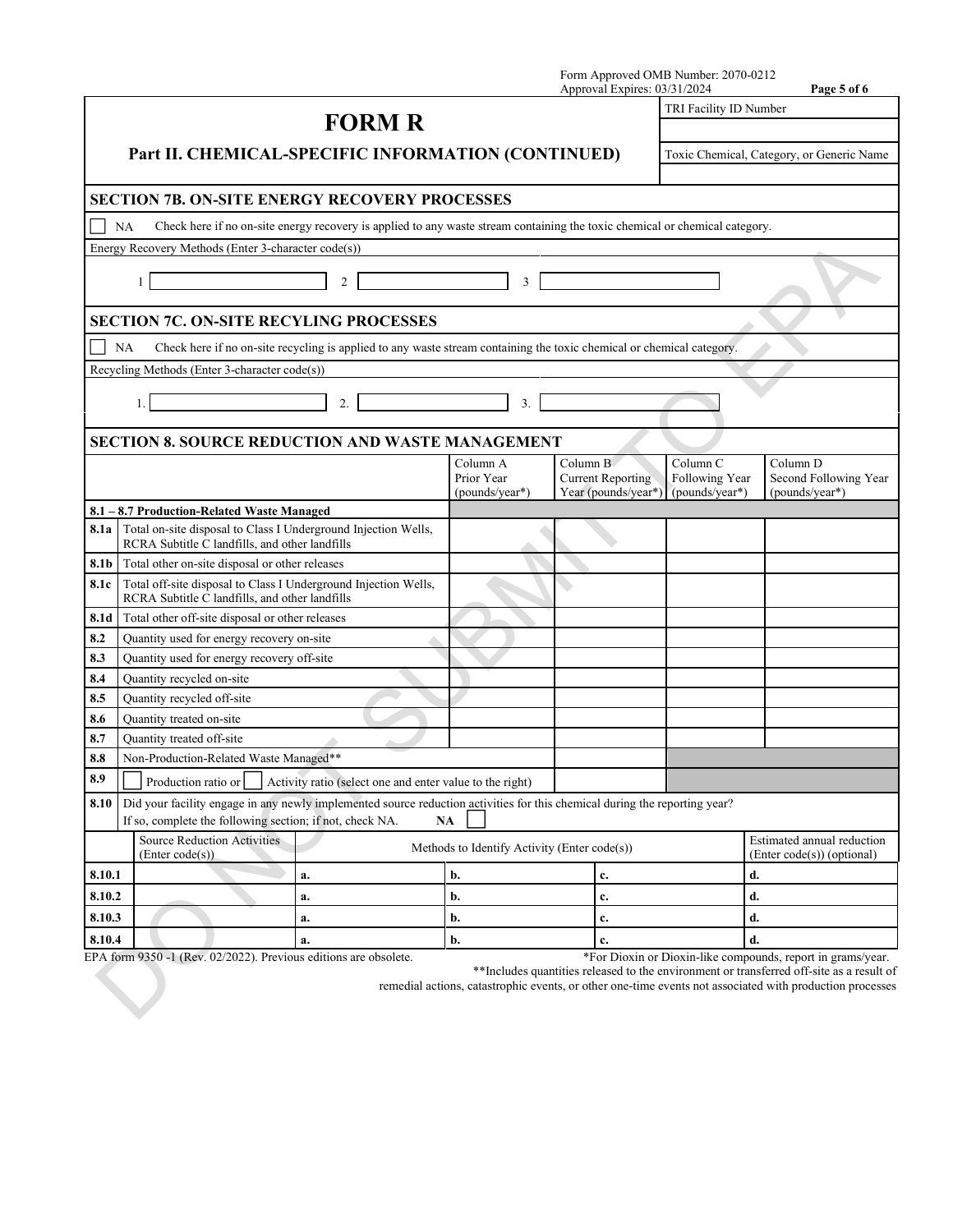Form Approved OMB Number: 2070-0212
Approval Expires: 03/31/2024

# FORM R

## Part II. CHEMICAL-SPECIFIC INFORMATION (CONTINUED)

| TRI Facility ID Number |
|---|
| |
| **Toxic Chemical, Category, or Generic Name** |
| |

### SECTION 7B. ON-SITE ENERGY RECOVERY PROCESSES

☐ NA Check here if no on-site energy recovery is applied to any waste stream containing the toxic chemical or chemical category.

Energy Recovery Methods (Enter 3-character code(s))

1 ______ 2 ______ 3 ______

### SECTION 7C. ON-SITE RECYLING PROCESSES

☐ NA Check here if no on-site recycling is applied to any waste stream containing the toxic chemical or chemical category.

Recycling Methods (Enter 3-character code(s))

1. ______ 2. ______ 3. ______

### SECTION 8. SOURCE REDUCTION AND WASTE MANAGEMENT

| | | Column A Prior Year (pounds/year*) | Column B Current Reporting Year (pounds/year*) | Column C Following Year (pounds/year*) | Column D Second Following Year (pounds/year*) |
|---|---|---|---|---|---|
| **8.1 – 8.7 Production-Related Waste Managed** | | | | | |
| **8.1a** | Total on-site disposal to Class I Underground Injection Wells, RCRA Subtitle C landfills, and other landfills | | | | |
| **8.1b** | Total other on-site disposal or other releases | | | | |
| **8.1c** | Total off-site disposal to Class I Underground Injection Wells, RCRA Subtitle C landfills, and other landfills | | | | |
| **8.1d** | Total other off-site disposal or other releases | | | | |
| **8.2** | Quantity used for energy recovery on-site | | | | |
| **8.3** | Quantity used for energy recovery off-site | | | | |
| **8.4** | Quantity recycled on-site | | | | |
| **8.5** | Quantity recycled off-site | | | | |
| **8.6** | Quantity treated on-site | | | | |
| **8.7** | Quantity treated off-site | | | | |
| **8.8** | Non-Production-Related Waste Managed** | | | | |
| **8.9** | ☐ Production ratio or ☐ Activity ratio (select one and enter value to the right) | | | | |

**8.10** Did your facility engage in any newly implemented source reduction activities for this chemical during the reporting year? If so, complete the following section; if not, check NA. **NA** ☐

| | Source Reduction Activities (Enter code(s)) | Methods to Identify Activity (Enter code(s)) | | | Estimated annual reduction (Enter code(s)) (optional) |
|---|---|---|---|---|---|
| **8.10.1** | | **a.** | **b.** | **c.** | **d.** |
| **8.10.2** | | **a.** | **b.** | **c.** | **d.** |
| **8.10.3** | | **a.** | **b.** | **c.** | **d.** |
| **8.10.4** | | **a.** | **b.** | **c.** | **d.** |

EPA form 9350 -1 (Rev. 02/2022). Previous editions are obsolete.

*For Dioxin or Dioxin-like compounds, report in grams/year.

**Includes quantities released to the environment or transferred off-site as a result of remedial actions, catastrophic events, or other one-time events not associated with production processes

DO NOT SUBMIT TO EPA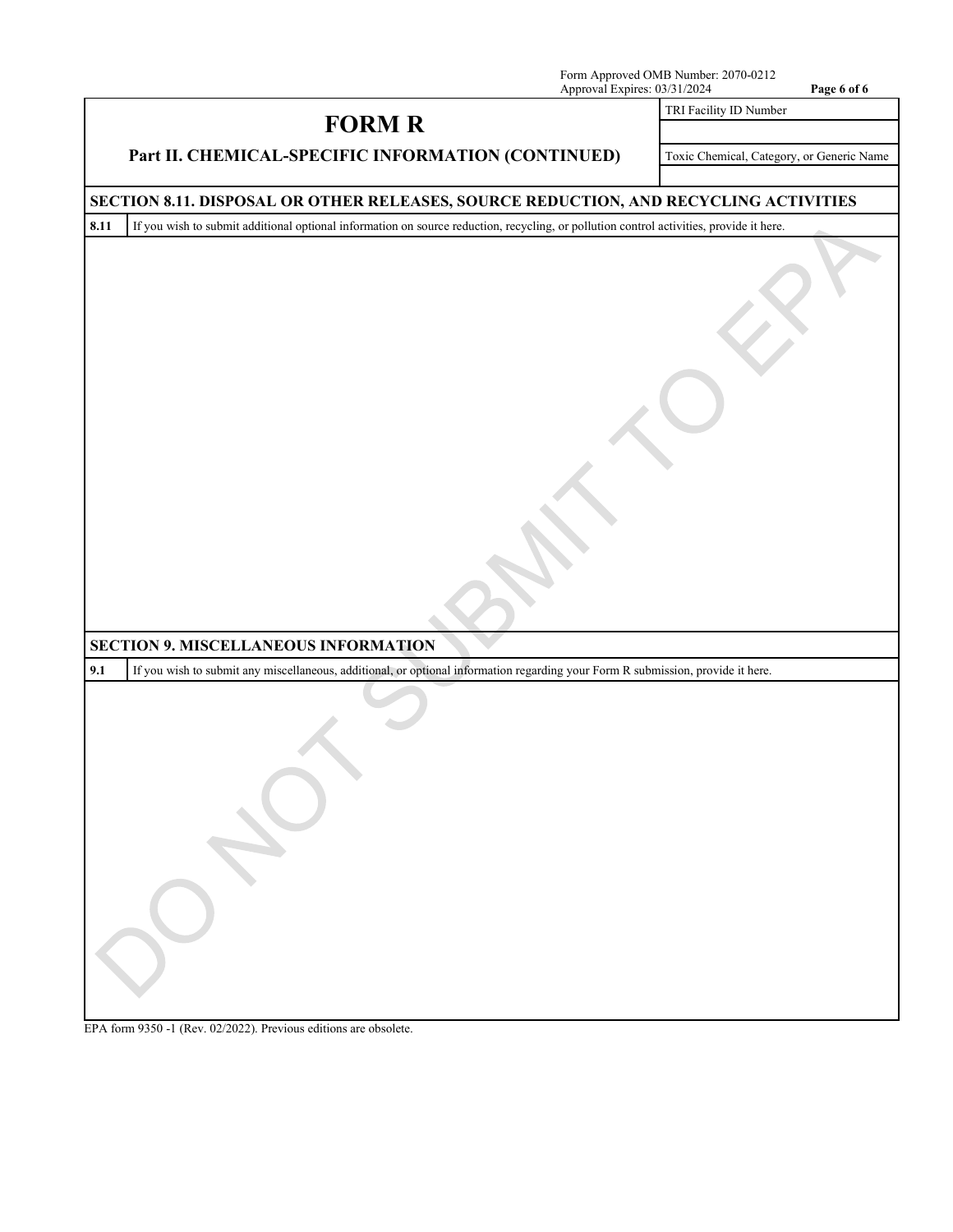Form Approved OMB Number: 2070-0212
Approval Expires: 03/31/2024

# FORM R

## Part II. CHEMICAL-SPECIFIC INFORMATION (CONTINUED)

| | |
|---|---|
| TRI Facility ID Number | |
| Toxic Chemical, Category, or Generic Name | |

### SECTION 8.11. DISPOSAL OR OTHER RELEASES, SOURCE REDUCTION, AND RECYCLING ACTIVITIES

| | |
|---|---|
| 8.11 | If you wish to submit additional optional information on source reduction, recycling, or pollution control activities, provide it here. |

### SECTION 9. MISCELLANEOUS INFORMATION

| | |
|---|---|
| 9.1 | If you wish to submit any miscellaneous, additional, or optional information regarding your Form R submission, provide it here. |

DO NOT SUBMIT TO EPA

EPA form 9350 -1 (Rev. 02/2022). Previous editions are obsolete.